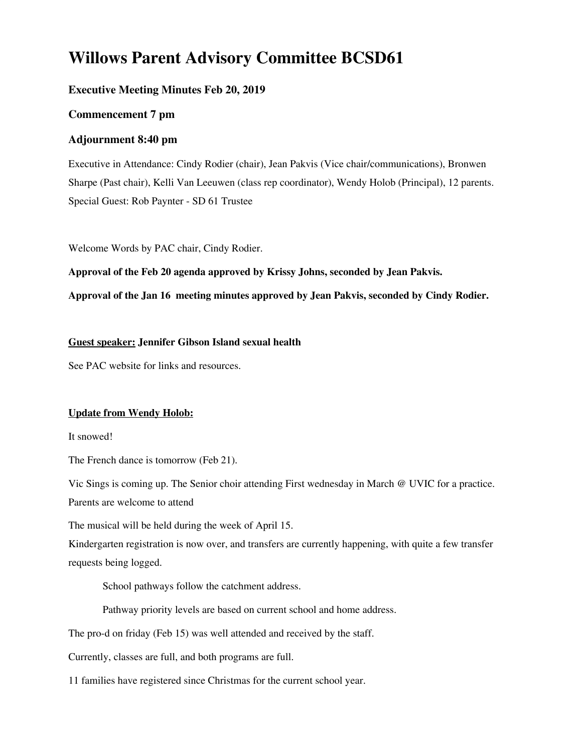# Willows Parent Advisory Committee BCSD61

### Executive Meeting Minutes Feb 20, 2019

### Commencement 7 pm

### Adjournment 8:40 pm

Executive in Attendance: Cindy Rodier (chair), Jean Pakvis (Vice chair/communications), Bronwen Sharpe (Past chair), Kelli Van Leeuwen (class rep coordinator), Wendy Holob (Principal), 12 parents. Special Guest: Rob Paynter - SD 61 Trustee

Welcome Words by PAC chair, Cindy Rodier.

**Approval of the Feb 20 agenda approved by Krissy Johns, seconded by Jean Pakvis.**

**Approval of the Jan 16 meeting minutes approved by Jean Pakvis, seconded by Cindy Rodier.**

**Guest speaker: Jennifer Gibson Island sexual health**

See PAC website for links and resources.

**Update from Wendy Holob:**

It snowed!

The French dance is tomorrow (Feb 21).

Vic Sings is coming up. The Senior choir attending First wednesday in March @ UVIC for a practice. Parents are welcome to attend

The musical will be held during the week of April 15.

Kindergarten registration is now over, and transfers are currently happening, with quite a few transfer requests being logged.

> School pathways follow the catchment address.
>
> Pathway priority levels are based on current school and home address.

The pro-d on friday (Feb 15) was well attended and received by the staff.

Currently, classes are full, and both programs are full.

11 families have registered since Christmas for the current school year.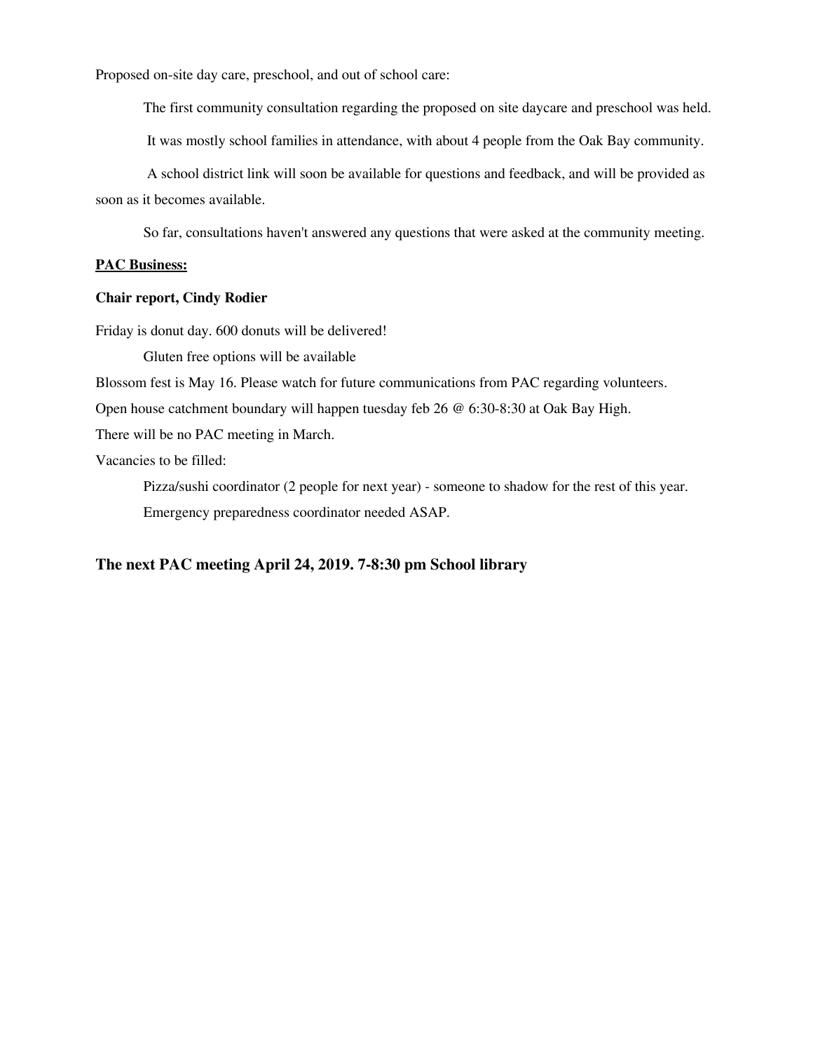Proposed on-site day care, preschool, and out of school care:

The first community consultation regarding the proposed on site daycare and preschool was held.

It was mostly school families in attendance, with about 4 people from the Oak Bay community.

A school district link will soon be available for questions and feedback, and will be provided as soon as it becomes available.

So far, consultations haven't answered any questions that were asked at the community meeting.

**<u>PAC Business:</u>**

**Chair report, Cindy Rodier**

Friday is donut day. 600 donuts will be delivered!

Gluten free options will be available

Blossom fest is May 16. Please watch for future communications from PAC regarding volunteers.

Open house catchment boundary will happen tuesday feb 26 @ 6:30-8:30 at Oak Bay High.

There will be no PAC meeting in March.

Vacancies to be filled:

Pizza/sushi coordinator (2 people for next year) - someone to shadow for the rest of this year.

Emergency preparedness coordinator needed ASAP.

### The next PAC meeting April 24, 2019. 7-8:30 pm School library